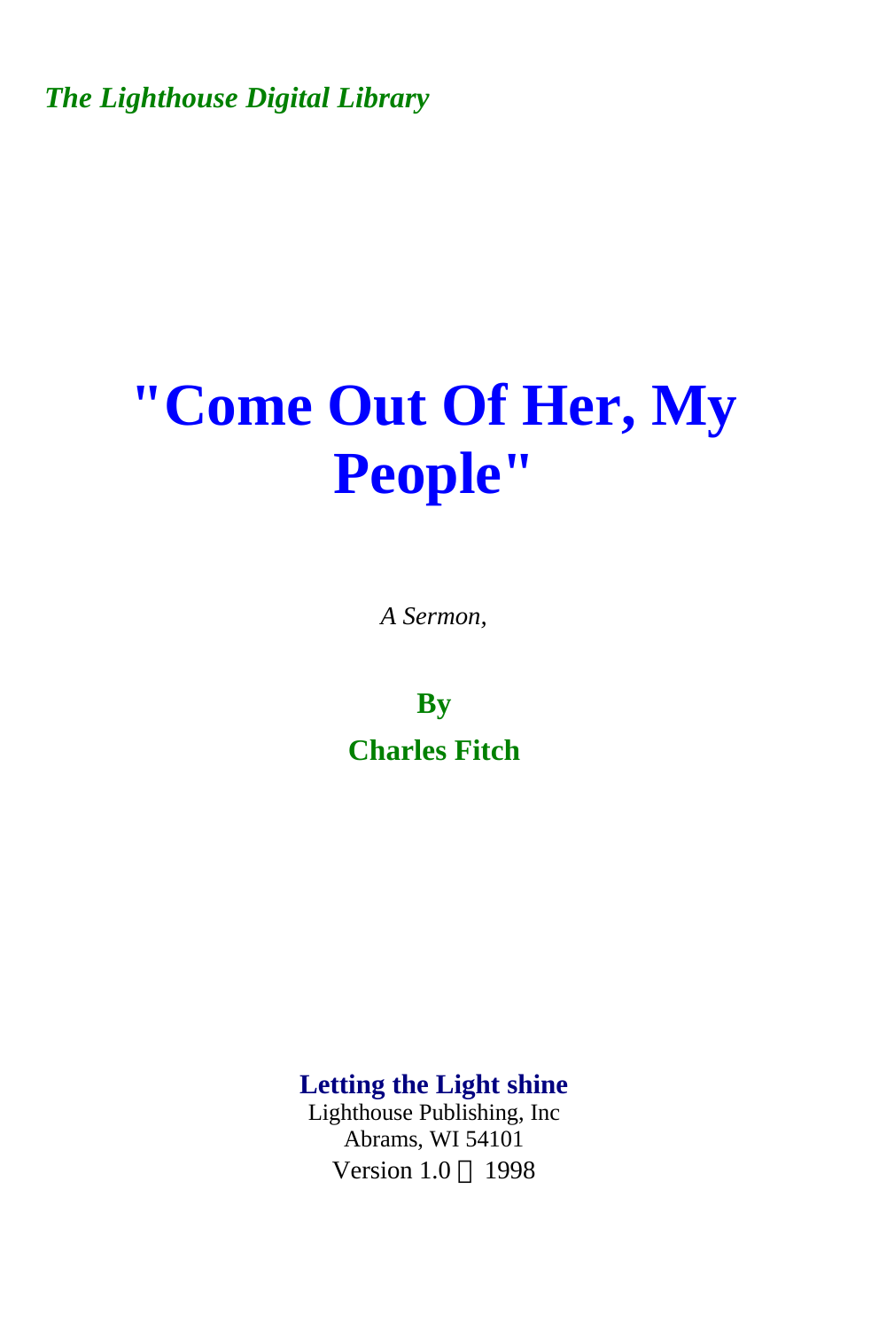*The Lighthouse Digital Library*

# "Come Out Of Her, My People"

*A Sermon,*

**By**

**Charles Fitch**

**Letting the Light shine**
Lighthouse Publishing, Inc
Abrams, WI 54101
Version 1.0 © 1998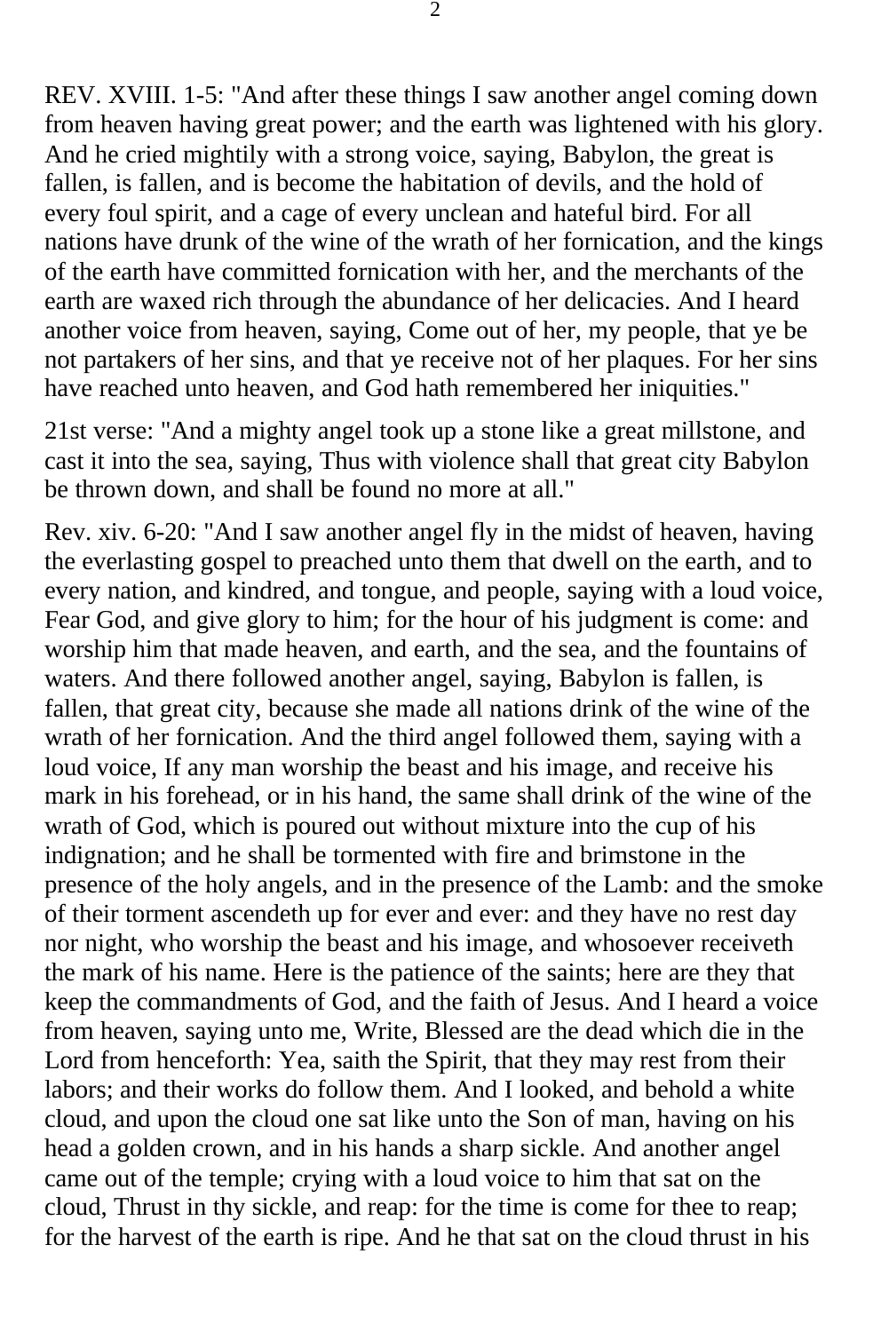REV. XVIII. 1-5: "And after these things I saw another angel coming down from heaven having great power; and the earth was lightened with his glory. And he cried mightily with a strong voice, saying, Babylon, the great is fallen, is fallen, and is become the habitation of devils, and the hold of every foul spirit, and a cage of every unclean and hateful bird. For all nations have drunk of the wine of the wrath of her fornication, and the kings of the earth have committed fornication with her, and the merchants of the earth are waxed rich through the abundance of her delicacies. And I heard another voice from heaven, saying, Come out of her, my people, that ye be not partakers of her sins, and that ye receive not of her plaques. For her sins have reached unto heaven, and God hath remembered her iniquities."

21st verse: "And a mighty angel took up a stone like a great millstone, and cast it into the sea, saying, Thus with violence shall that great city Babylon be thrown down, and shall be found no more at all."

Rev. xiv. 6-20: "And I saw another angel fly in the midst of heaven, having the everlasting gospel to preached unto them that dwell on the earth, and to every nation, and kindred, and tongue, and people, saying with a loud voice, Fear God, and give glory to him; for the hour of his judgment is come: and worship him that made heaven, and earth, and the sea, and the fountains of waters. And there followed another angel, saying, Babylon is fallen, is fallen, that great city, because she made all nations drink of the wine of the wrath of her fornication. And the third angel followed them, saying with a loud voice, If any man worship the beast and his image, and receive his mark in his forehead, or in his hand, the same shall drink of the wine of the wrath of God, which is poured out without mixture into the cup of his indignation; and he shall be tormented with fire and brimstone in the presence of the holy angels, and in the presence of the Lamb: and the smoke of their torment ascendeth up for ever and ever: and they have no rest day nor night, who worship the beast and his image, and whosoever receiveth the mark of his name. Here is the patience of the saints; here are they that keep the commandments of God, and the faith of Jesus. And I heard a voice from heaven, saying unto me, Write, Blessed are the dead which die in the Lord from henceforth: Yea, saith the Spirit, that they may rest from their labors; and their works do follow them. And I looked, and behold a white cloud, and upon the cloud one sat like unto the Son of man, having on his head a golden crown, and in his hands a sharp sickle. And another angel came out of the temple; crying with a loud voice to him that sat on the cloud, Thrust in thy sickle, and reap: for the time is come for thee to reap; for the harvest of the earth is ripe. And he that sat on the cloud thrust in his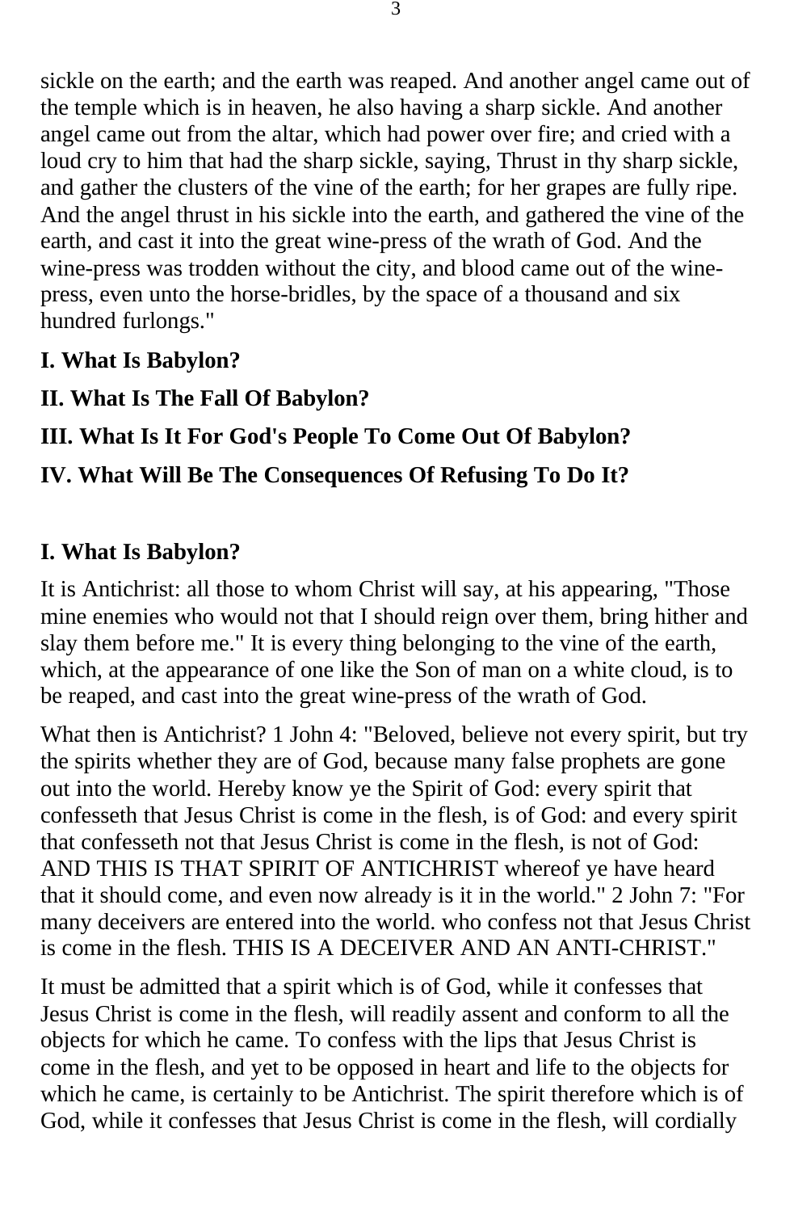sickle on the earth; and the earth was reaped. And another angel came out of the temple which is in heaven, he also having a sharp sickle. And another angel came out from the altar, which had power over fire; and cried with a loud cry to him that had the sharp sickle, saying, Thrust in thy sharp sickle, and gather the clusters of the vine of the earth; for her grapes are fully ripe. And the angel thrust in his sickle into the earth, and gathered the vine of the earth, and cast it into the great wine-press of the wrath of God. And the wine-press was trodden without the city, and blood came out of the wine-press, even unto the horse-bridles, by the space of a thousand and six hundred furlongs."

**I. What Is Babylon?**

**II. What Is The Fall Of Babylon?**

**III. What Is It For God's People To Come Out Of Babylon?**

**IV. What Will Be The Consequences Of Refusing To Do It?**

## I. What Is Babylon?

It is Antichrist: all those to whom Christ will say, at his appearing, "Those mine enemies who would not that I should reign over them, bring hither and slay them before me." It is every thing belonging to the vine of the earth, which, at the appearance of one like the Son of man on a white cloud, is to be reaped, and cast into the great wine-press of the wrath of God.

What then is Antichrist? 1 John 4: "Beloved, believe not every spirit, but try the spirits whether they are of God, because many false prophets are gone out into the world. Hereby know ye the Spirit of God: every spirit that confesseth that Jesus Christ is come in the flesh, is of God: and every spirit that confesseth not that Jesus Christ is come in the flesh, is not of God: AND THIS IS THAT SPIRIT OF ANTICHRIST whereof ye have heard that it should come, and even now already is it in the world." 2 John 7: "For many deceivers are entered into the world. who confess not that Jesus Christ is come in the flesh. THIS IS A DECEIVER AND AN ANTI-CHRIST."

It must be admitted that a spirit which is of God, while it confesses that Jesus Christ is come in the flesh, will readily assent and conform to all the objects for which he came. To confess with the lips that Jesus Christ is come in the flesh, and yet to be opposed in heart and life to the objects for which he came, is certainly to be Antichrist. The spirit therefore which is of God, while it confesses that Jesus Christ is come in the flesh, will cordially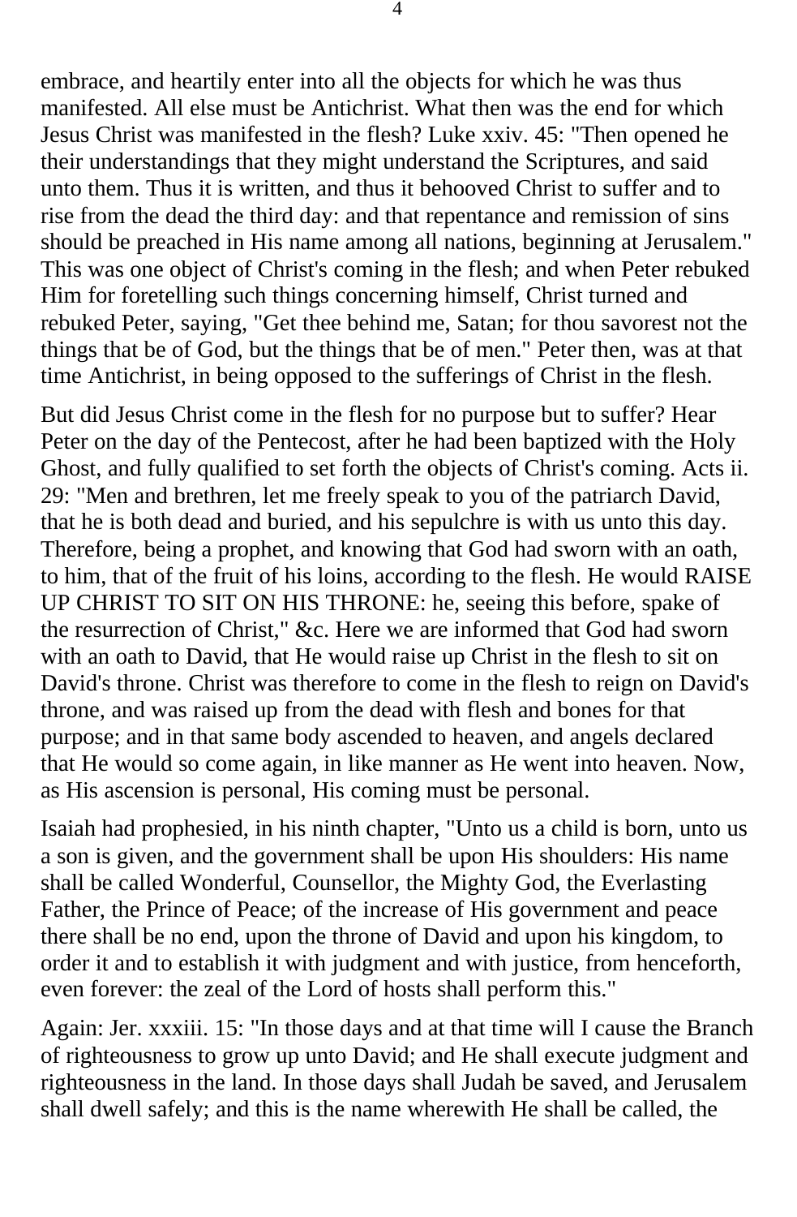embrace, and heartily enter into all the objects for which he was thus manifested. All else must be Antichrist. What then was the end for which Jesus Christ was manifested in the flesh? Luke xxiv. 45: "Then opened he their understandings that they might understand the Scriptures, and said unto them. Thus it is written, and thus it behooved Christ to suffer and to rise from the dead the third day: and that repentance and remission of sins should be preached in His name among all nations, beginning at Jerusalem." This was one object of Christ's coming in the flesh; and when Peter rebuked Him for foretelling such things concerning himself, Christ turned and rebuked Peter, saying, "Get thee behind me, Satan; for thou savorest not the things that be of God, but the things that be of men." Peter then, was at that time Antichrist, in being opposed to the sufferings of Christ in the flesh.

But did Jesus Christ come in the flesh for no purpose but to suffer? Hear Peter on the day of the Pentecost, after he had been baptized with the Holy Ghost, and fully qualified to set forth the objects of Christ's coming. Acts ii. 29: "Men and brethren, let me freely speak to you of the patriarch David, that he is both dead and buried, and his sepulchre is with us unto this day. Therefore, being a prophet, and knowing that God had sworn with an oath, to him, that of the fruit of his loins, according to the flesh. He would RAISE UP CHRIST TO SIT ON HIS THRONE: he, seeing this before, spake of the resurrection of Christ," &c. Here we are informed that God had sworn with an oath to David, that He would raise up Christ in the flesh to sit on David's throne. Christ was therefore to come in the flesh to reign on David's throne, and was raised up from the dead with flesh and bones for that purpose; and in that same body ascended to heaven, and angels declared that He would so come again, in like manner as He went into heaven. Now, as His ascension is personal, His coming must be personal.

Isaiah had prophesied, in his ninth chapter, "Unto us a child is born, unto us a son is given, and the government shall be upon His shoulders: His name shall be called Wonderful, Counsellor, the Mighty God, the Everlasting Father, the Prince of Peace; of the increase of His government and peace there shall be no end, upon the throne of David and upon his kingdom, to order it and to establish it with judgment and with justice, from henceforth, even forever: the zeal of the Lord of hosts shall perform this."

Again: Jer. xxxiii. 15: "In those days and at that time will I cause the Branch of righteousness to grow up unto David; and He shall execute judgment and righteousness in the land. In those days shall Judah be saved, and Jerusalem shall dwell safely; and this is the name wherewith He shall be called, the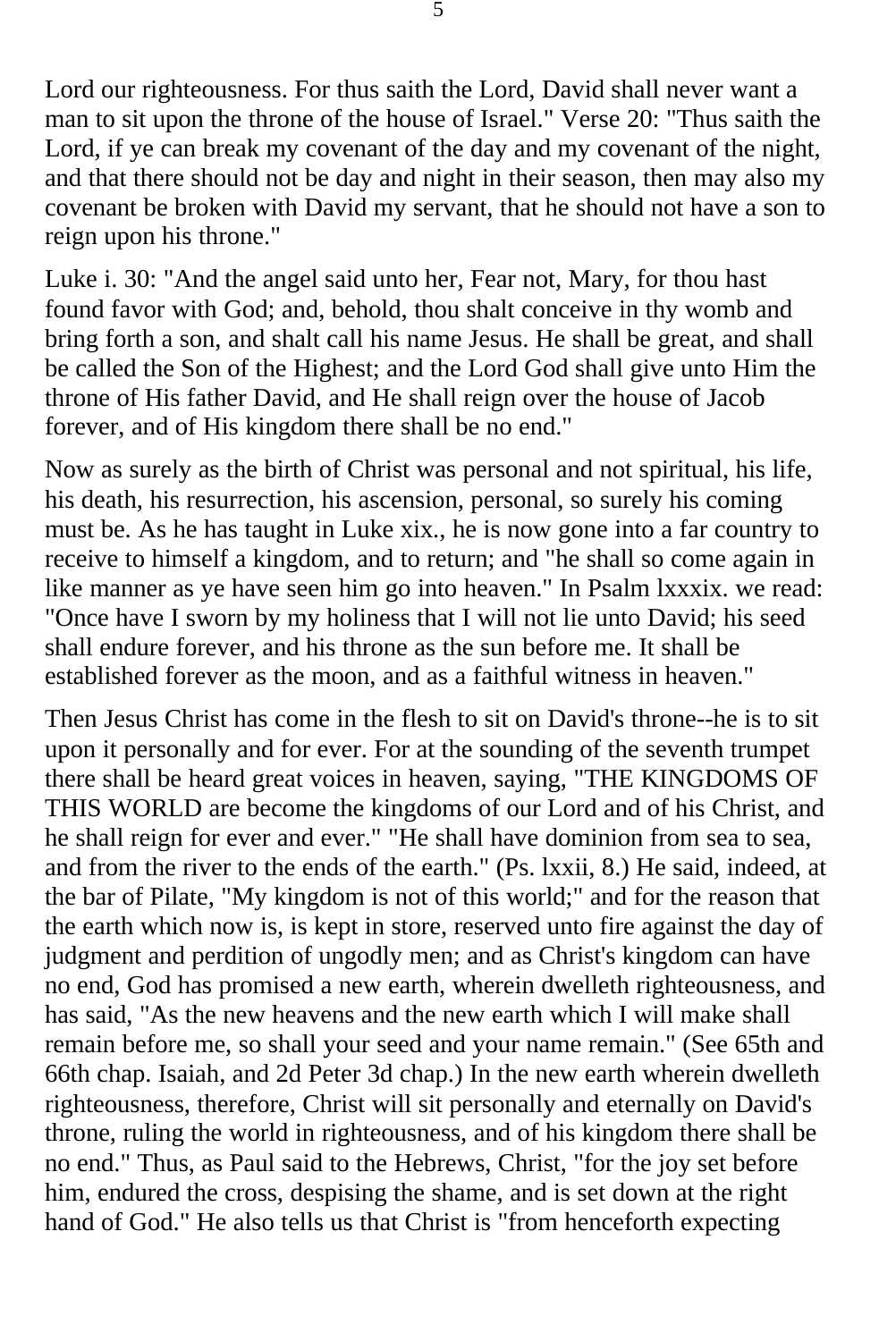Lord our righteousness. For thus saith the Lord, David shall never want a man to sit upon the throne of the house of Israel." Verse 20: "Thus saith the Lord, if ye can break my covenant of the day and my covenant of the night, and that there should not be day and night in their season, then may also my covenant be broken with David my servant, that he should not have a son to reign upon his throne."

Luke i. 30: "And the angel said unto her, Fear not, Mary, for thou hast found favor with God; and, behold, thou shalt conceive in thy womb and bring forth a son, and shalt call his name Jesus. He shall be great, and shall be called the Son of the Highest; and the Lord God shall give unto Him the throne of His father David, and He shall reign over the house of Jacob forever, and of His kingdom there shall be no end."

Now as surely as the birth of Christ was personal and not spiritual, his life, his death, his resurrection, his ascension, personal, so surely his coming must be. As he has taught in Luke xix., he is now gone into a far country to receive to himself a kingdom, and to return; and "he shall so come again in like manner as ye have seen him go into heaven." In Psalm lxxxix. we read: "Once have I sworn by my holiness that I will not lie unto David; his seed shall endure forever, and his throne as the sun before me. It shall be established forever as the moon, and as a faithful witness in heaven."

Then Jesus Christ has come in the flesh to sit on David's throne--he is to sit upon it personally and for ever. For at the sounding of the seventh trumpet there shall be heard great voices in heaven, saying, "THE KINGDOMS OF THIS WORLD are become the kingdoms of our Lord and of his Christ, and he shall reign for ever and ever." "He shall have dominion from sea to sea, and from the river to the ends of the earth." (Ps. lxxii, 8.) He said, indeed, at the bar of Pilate, "My kingdom is not of this world;" and for the reason that the earth which now is, is kept in store, reserved unto fire against the day of judgment and perdition of ungodly men; and as Christ's kingdom can have no end, God has promised a new earth, wherein dwelleth righteousness, and has said, "As the new heavens and the new earth which I will make shall remain before me, so shall your seed and your name remain." (See 65th and 66th chap. Isaiah, and 2d Peter 3d chap.) In the new earth wherein dwelleth righteousness, therefore, Christ will sit personally and eternally on David's throne, ruling the world in righteousness, and of his kingdom there shall be no end." Thus, as Paul said to the Hebrews, Christ, "for the joy set before him, endured the cross, despising the shame, and is set down at the right hand of God." He also tells us that Christ is "from henceforth expecting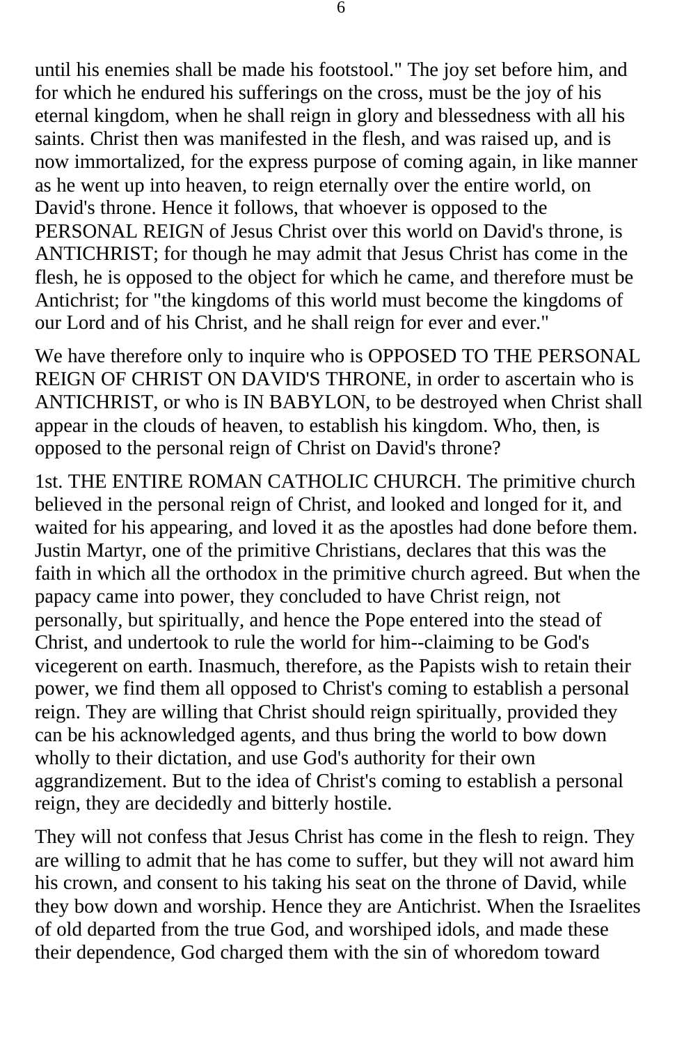until his enemies shall be made his footstool." The joy set before him, and for which he endured his sufferings on the cross, must be the joy of his eternal kingdom, when he shall reign in glory and blessedness with all his saints. Christ then was manifested in the flesh, and was raised up, and is now immortalized, for the express purpose of coming again, in like manner as he went up into heaven, to reign eternally over the entire world, on David's throne. Hence it follows, that whoever is opposed to the PERSONAL REIGN of Jesus Christ over this world on David's throne, is ANTICHRIST; for though he may admit that Jesus Christ has come in the flesh, he is opposed to the object for which he came, and therefore must be Antichrist; for "the kingdoms of this world must become the kingdoms of our Lord and of his Christ, and he shall reign for ever and ever."

We have therefore only to inquire who is OPPOSED TO THE PERSONAL REIGN OF CHRIST ON DAVID'S THRONE, in order to ascertain who is ANTICHRIST, or who is IN BABYLON, to be destroyed when Christ shall appear in the clouds of heaven, to establish his kingdom. Who, then, is opposed to the personal reign of Christ on David's throne?

1st. THE ENTIRE ROMAN CATHOLIC CHURCH. The primitive church believed in the personal reign of Christ, and looked and longed for it, and waited for his appearing, and loved it as the apostles had done before them. Justin Martyr, one of the primitive Christians, declares that this was the faith in which all the orthodox in the primitive church agreed. But when the papacy came into power, they concluded to have Christ reign, not personally, but spiritually, and hence the Pope entered into the stead of Christ, and undertook to rule the world for him--claiming to be God's vicegerent on earth. Inasmuch, therefore, as the Papists wish to retain their power, we find them all opposed to Christ's coming to establish a personal reign. They are willing that Christ should reign spiritually, provided they can be his acknowledged agents, and thus bring the world to bow down wholly to their dictation, and use God's authority for their own aggrandizement. But to the idea of Christ's coming to establish a personal reign, they are decidedly and bitterly hostile.

They will not confess that Jesus Christ has come in the flesh to reign. They are willing to admit that he has come to suffer, but they will not award him his crown, and consent to his taking his seat on the throne of David, while they bow down and worship. Hence they are Antichrist. When the Israelites of old departed from the true God, and worshiped idols, and made these their dependence, God charged them with the sin of whoredom toward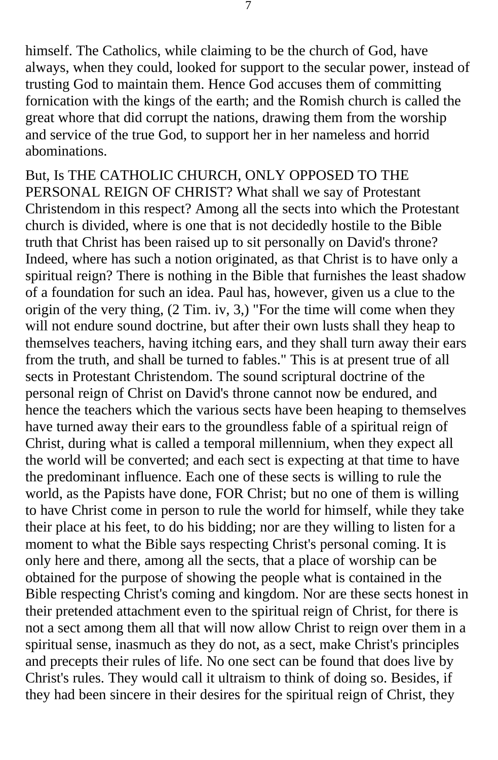himself. The Catholics, while claiming to be the church of God, have always, when they could, looked for support to the secular power, instead of trusting God to maintain them. Hence God accuses them of committing fornication with the kings of the earth; and the Romish church is called the great whore that did corrupt the nations, drawing them from the worship and service of the true God, to support her in her nameless and horrid abominations.

But, Is THE CATHOLIC CHURCH, ONLY OPPOSED TO THE PERSONAL REIGN OF CHRIST? What shall we say of Protestant Christendom in this respect? Among all the sects into which the Protestant church is divided, where is one that is not decidedly hostile to the Bible truth that Christ has been raised up to sit personally on David's throne? Indeed, where has such a notion originated, as that Christ is to have only a spiritual reign? There is nothing in the Bible that furnishes the least shadow of a foundation for such an idea. Paul has, however, given us a clue to the origin of the very thing, (2 Tim. iv, 3,) "For the time will come when they will not endure sound doctrine, but after their own lusts shall they heap to themselves teachers, having itching ears, and they shall turn away their ears from the truth, and shall be turned to fables." This is at present true of all sects in Protestant Christendom. The sound scriptural doctrine of the personal reign of Christ on David's throne cannot now be endured, and hence the teachers which the various sects have been heaping to themselves have turned away their ears to the groundless fable of a spiritual reign of Christ, during what is called a temporal millennium, when they expect all the world will be converted; and each sect is expecting at that time to have the predominant influence. Each one of these sects is willing to rule the world, as the Papists have done, FOR Christ; but no one of them is willing to have Christ come in person to rule the world for himself, while they take their place at his feet, to do his bidding; nor are they willing to listen for a moment to what the Bible says respecting Christ's personal coming. It is only here and there, among all the sects, that a place of worship can be obtained for the purpose of showing the people what is contained in the Bible respecting Christ's coming and kingdom. Nor are these sects honest in their pretended attachment even to the spiritual reign of Christ, for there is not a sect among them all that will now allow Christ to reign over them in a spiritual sense, inasmuch as they do not, as a sect, make Christ's principles and precepts their rules of life. No one sect can be found that does live by Christ's rules. They would call it ultraism to think of doing so. Besides, if they had been sincere in their desires for the spiritual reign of Christ, they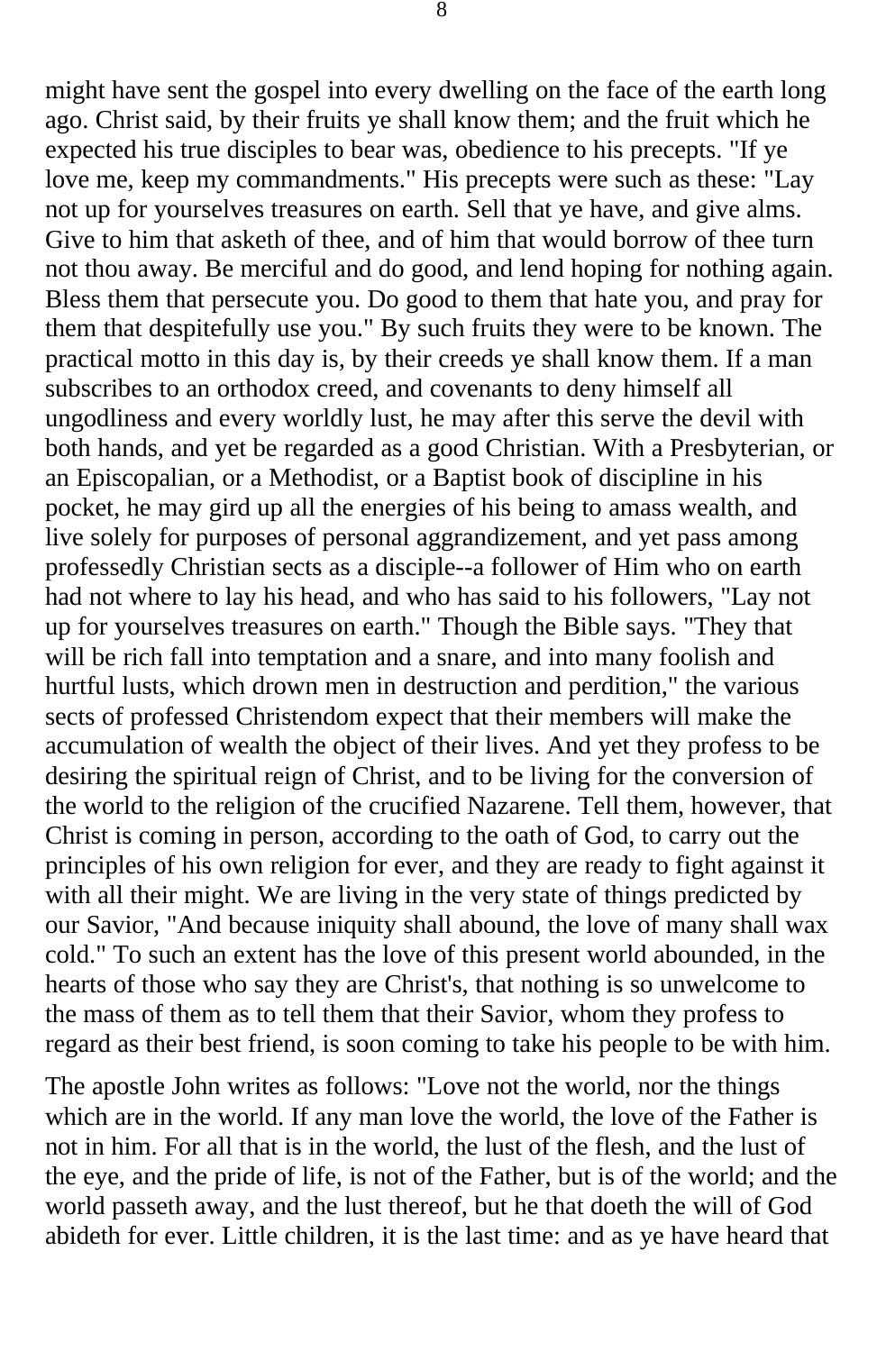might have sent the gospel into every dwelling on the face of the earth long ago. Christ said, by their fruits ye shall know them; and the fruit which he expected his true disciples to bear was, obedience to his precepts. "If ye love me, keep my commandments." His precepts were such as these: "Lay not up for yourselves treasures on earth. Sell that ye have, and give alms. Give to him that asketh of thee, and of him that would borrow of thee turn not thou away. Be merciful and do good, and lend hoping for nothing again. Bless them that persecute you. Do good to them that hate you, and pray for them that despitefully use you." By such fruits they were to be known. The practical motto in this day is, by their creeds ye shall know them. If a man subscribes to an orthodox creed, and covenants to deny himself all ungodliness and every worldly lust, he may after this serve the devil with both hands, and yet be regarded as a good Christian. With a Presbyterian, or an Episcopalian, or a Methodist, or a Baptist book of discipline in his pocket, he may gird up all the energies of his being to amass wealth, and live solely for purposes of personal aggrandizement, and yet pass among professedly Christian sects as a disciple--a follower of Him who on earth had not where to lay his head, and who has said to his followers, "Lay not up for yourselves treasures on earth." Though the Bible says. "They that will be rich fall into temptation and a snare, and into many foolish and hurtful lusts, which drown men in destruction and perdition," the various sects of professed Christendom expect that their members will make the accumulation of wealth the object of their lives. And yet they profess to be desiring the spiritual reign of Christ, and to be living for the conversion of the world to the religion of the crucified Nazarene. Tell them, however, that Christ is coming in person, according to the oath of God, to carry out the principles of his own religion for ever, and they are ready to fight against it with all their might. We are living in the very state of things predicted by our Savior, "And because iniquity shall abound, the love of many shall wax cold." To such an extent has the love of this present world abounded, in the hearts of those who say they are Christ's, that nothing is so unwelcome to the mass of them as to tell them that their Savior, whom they profess to regard as their best friend, is soon coming to take his people to be with him.

The apostle John writes as follows: "Love not the world, nor the things which are in the world. If any man love the world, the love of the Father is not in him. For all that is in the world, the lust of the flesh, and the lust of the eye, and the pride of life, is not of the Father, but is of the world; and the world passeth away, and the lust thereof, but he that doeth the will of God abideth for ever. Little children, it is the last time: and as ye have heard that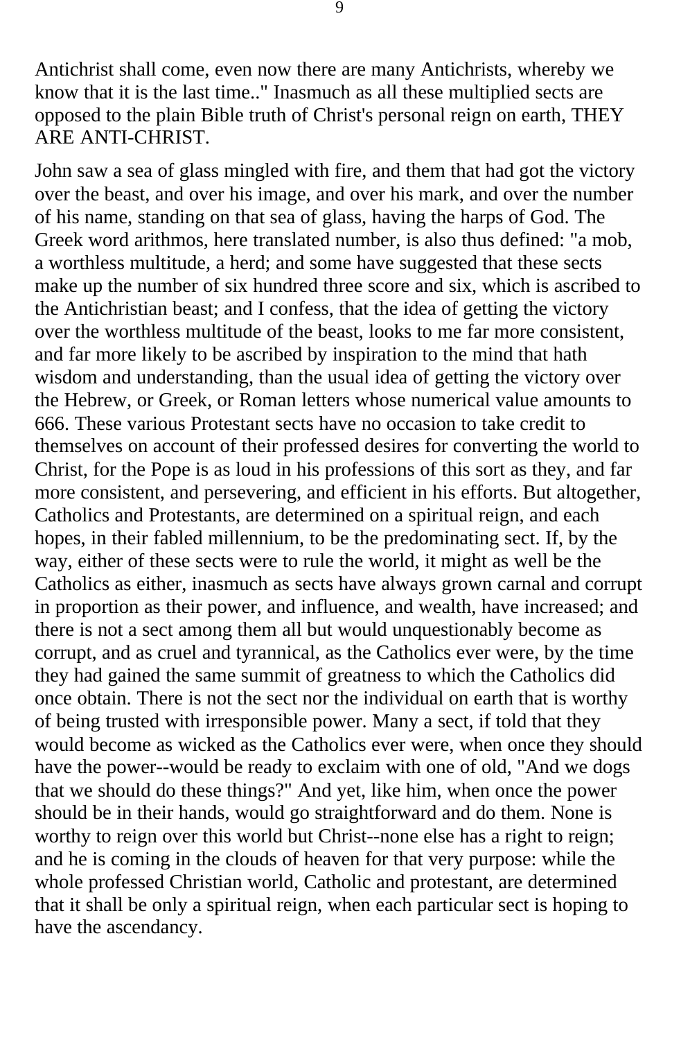Antichrist shall come, even now there are many Antichrists, whereby we know that it is the last time.." Inasmuch as all these multiplied sects are opposed to the plain Bible truth of Christ's personal reign on earth, THEY ARE ANTI-CHRIST.

John saw a sea of glass mingled with fire, and them that had got the victory over the beast, and over his image, and over his mark, and over the number of his name, standing on that sea of glass, having the harps of God. The Greek word arithmos, here translated number, is also thus defined: "a mob, a worthless multitude, a herd; and some have suggested that these sects make up the number of six hundred three score and six, which is ascribed to the Antichristian beast; and I confess, that the idea of getting the victory over the worthless multitude of the beast, looks to me far more consistent, and far more likely to be ascribed by inspiration to the mind that hath wisdom and understanding, than the usual idea of getting the victory over the Hebrew, or Greek, or Roman letters whose numerical value amounts to 666. These various Protestant sects have no occasion to take credit to themselves on account of their professed desires for converting the world to Christ, for the Pope is as loud in his professions of this sort as they, and far more consistent, and persevering, and efficient in his efforts. But altogether, Catholics and Protestants, are determined on a spiritual reign, and each hopes, in their fabled millennium, to be the predominating sect. If, by the way, either of these sects were to rule the world, it might as well be the Catholics as either, inasmuch as sects have always grown carnal and corrupt in proportion as their power, and influence, and wealth, have increased; and there is not a sect among them all but would unquestionably become as corrupt, and as cruel and tyrannical, as the Catholics ever were, by the time they had gained the same summit of greatness to which the Catholics did once obtain. There is not the sect nor the individual on earth that is worthy of being trusted with irresponsible power. Many a sect, if told that they would become as wicked as the Catholics ever were, when once they should have the power--would be ready to exclaim with one of old, "And we dogs that we should do these things?" And yet, like him, when once the power should be in their hands, would go straightforward and do them. None is worthy to reign over this world but Christ--none else has a right to reign; and he is coming in the clouds of heaven for that very purpose: while the whole professed Christian world, Catholic and protestant, are determined that it shall be only a spiritual reign, when each particular sect is hoping to have the ascendancy.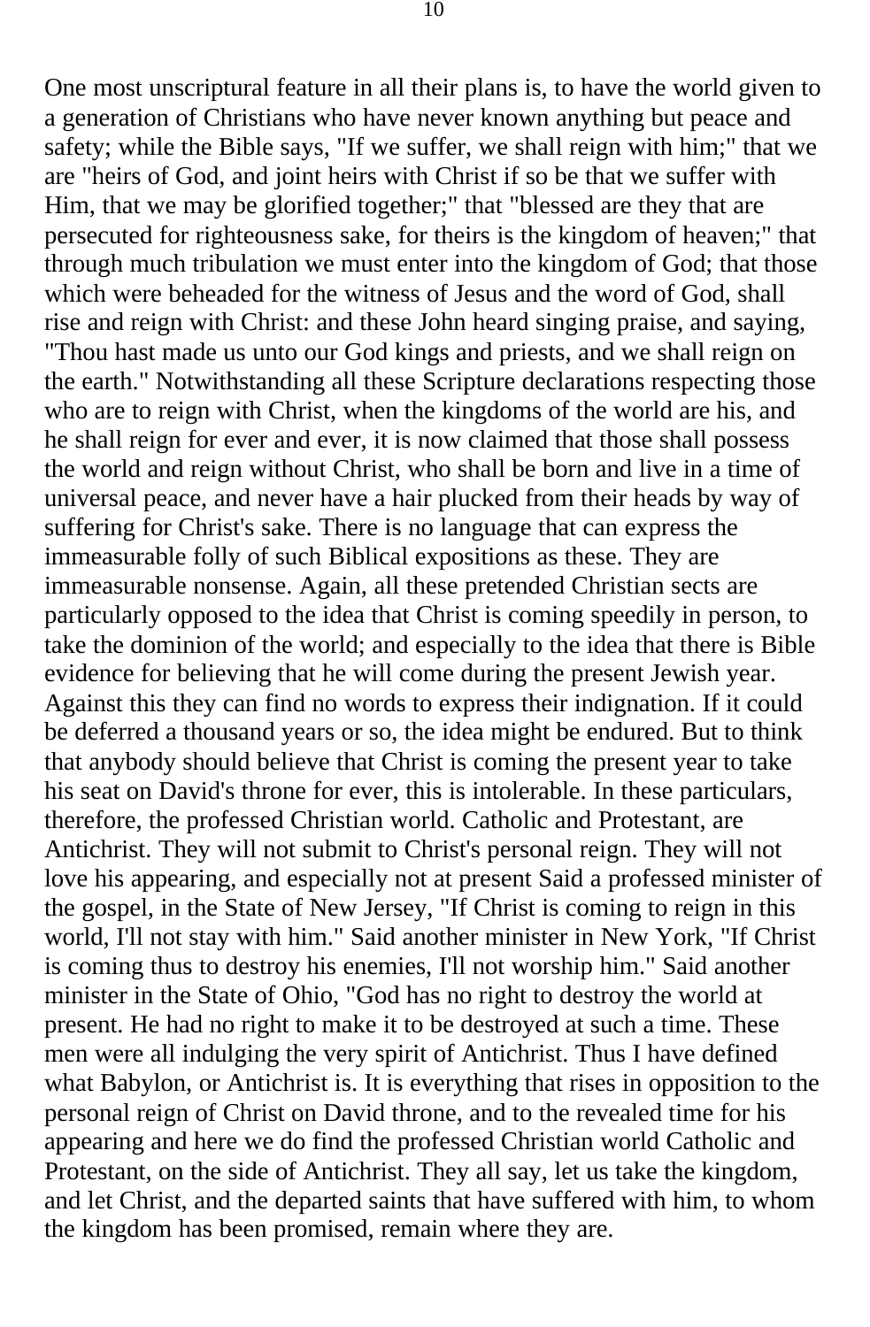One most unscriptural feature in all their plans is, to have the world given to a generation of Christians who have never known anything but peace and safety; while the Bible says, "If we suffer, we shall reign with him;" that we are "heirs of God, and joint heirs with Christ if so be that we suffer with Him, that we may be glorified together;" that "blessed are they that are persecuted for righteousness sake, for theirs is the kingdom of heaven;" that through much tribulation we must enter into the kingdom of God; that those which were beheaded for the witness of Jesus and the word of God, shall rise and reign with Christ: and these John heard singing praise, and saying, "Thou hast made us unto our God kings and priests, and we shall reign on the earth." Notwithstanding all these Scripture declarations respecting those who are to reign with Christ, when the kingdoms of the world are his, and he shall reign for ever and ever, it is now claimed that those shall possess the world and reign without Christ, who shall be born and live in a time of universal peace, and never have a hair plucked from their heads by way of suffering for Christ's sake. There is no language that can express the immeasurable folly of such Biblical expositions as these. They are immeasurable nonsense. Again, all these pretended Christian sects are particularly opposed to the idea that Christ is coming speedily in person, to take the dominion of the world; and especially to the idea that there is Bible evidence for believing that he will come during the present Jewish year. Against this they can find no words to express their indignation. If it could be deferred a thousand years or so, the idea might be endured. But to think that anybody should believe that Christ is coming the present year to take his seat on David's throne for ever, this is intolerable. In these particulars, therefore, the professed Christian world. Catholic and Protestant, are Antichrist. They will not submit to Christ's personal reign. They will not love his appearing, and especially not at present Said a professed minister of the gospel, in the State of New Jersey, "If Christ is coming to reign in this world, I'll not stay with him." Said another minister in New York, "If Christ is coming thus to destroy his enemies, I'll not worship him." Said another minister in the State of Ohio, "God has no right to destroy the world at present. He had no right to make it to be destroyed at such a time. These men were all indulging the very spirit of Antichrist. Thus I have defined what Babylon, or Antichrist is. It is everything that rises in opposition to the personal reign of Christ on David throne, and to the revealed time for his appearing and here we do find the professed Christian world Catholic and Protestant, on the side of Antichrist. They all say, let us take the kingdom, and let Christ, and the departed saints that have suffered with him, to whom the kingdom has been promised, remain where they are.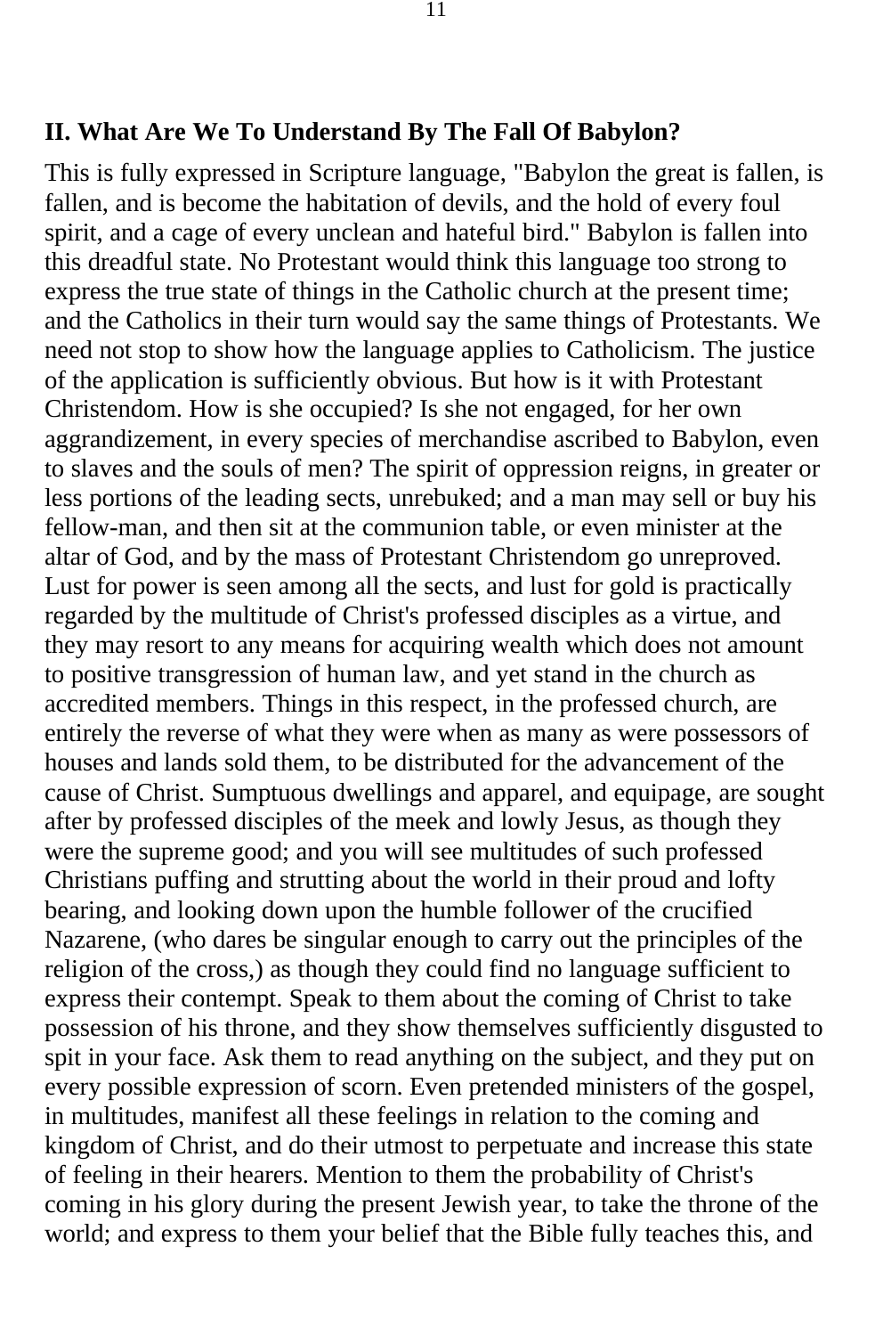## II. What Are We To Understand By The Fall Of Babylon?

This is fully expressed in Scripture language, "Babylon the great is fallen, is fallen, and is become the habitation of devils, and the hold of every foul spirit, and a cage of every unclean and hateful bird." Babylon is fallen into this dreadful state. No Protestant would think this language too strong to express the true state of things in the Catholic church at the present time; and the Catholics in their turn would say the same things of Protestants. We need not stop to show how the language applies to Catholicism. The justice of the application is sufficiently obvious. But how is it with Protestant Christendom. How is she occupied? Is she not engaged, for her own aggrandizement, in every species of merchandise ascribed to Babylon, even to slaves and the souls of men? The spirit of oppression reigns, in greater or less portions of the leading sects, unrebuked; and a man may sell or buy his fellow-man, and then sit at the communion table, or even minister at the altar of God, and by the mass of Protestant Christendom go unreproved. Lust for power is seen among all the sects, and lust for gold is practically regarded by the multitude of Christ's professed disciples as a virtue, and they may resort to any means for acquiring wealth which does not amount to positive transgression of human law, and yet stand in the church as accredited members. Things in this respect, in the professed church, are entirely the reverse of what they were when as many as were possessors of houses and lands sold them, to be distributed for the advancement of the cause of Christ. Sumptuous dwellings and apparel, and equipage, are sought after by professed disciples of the meek and lowly Jesus, as though they were the supreme good; and you will see multitudes of such professed Christians puffing and strutting about the world in their proud and lofty bearing, and looking down upon the humble follower of the crucified Nazarene, (who dares be singular enough to carry out the principles of the religion of the cross,) as though they could find no language sufficient to express their contempt. Speak to them about the coming of Christ to take possession of his throne, and they show themselves sufficiently disgusted to spit in your face. Ask them to read anything on the subject, and they put on every possible expression of scorn. Even pretended ministers of the gospel, in multitudes, manifest all these feelings in relation to the coming and kingdom of Christ, and do their utmost to perpetuate and increase this state of feeling in their hearers. Mention to them the probability of Christ's coming in his glory during the present Jewish year, to take the throne of the world; and express to them your belief that the Bible fully teaches this, and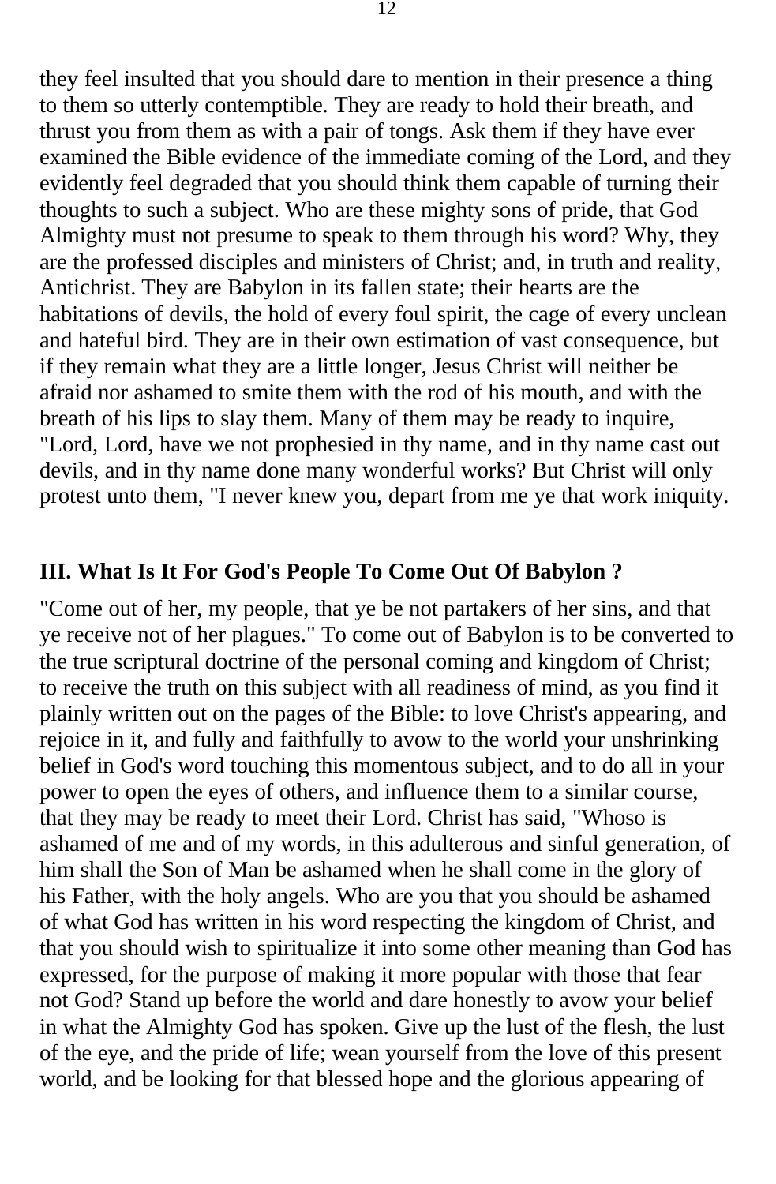they feel insulted that you should dare to mention in their presence a thing to them so utterly contemptible. They are ready to hold their breath, and thrust you from them as with a pair of tongs. Ask them if they have ever examined the Bible evidence of the immediate coming of the Lord, and they evidently feel degraded that you should think them capable of turning their thoughts to such a subject. Who are these mighty sons of pride, that God Almighty must not presume to speak to them through his word? Why, they are the professed disciples and ministers of Christ; and, in truth and reality, Antichrist. They are Babylon in its fallen state; their hearts are the habitations of devils, the hold of every foul spirit, the cage of every unclean and hateful bird. They are in their own estimation of vast consequence, but if they remain what they are a little longer, Jesus Christ will neither be afraid nor ashamed to smite them with the rod of his mouth, and with the breath of his lips to slay them. Many of them may be ready to inquire, "Lord, Lord, have we not prophesied in thy name, and in thy name cast out devils, and in thy name done many wonderful works? But Christ will only protest unto them, "I never knew you, depart from me ye that work iniquity.

## III. What Is It For God's People To Come Out Of Babylon ?

"Come out of her, my people, that ye be not partakers of her sins, and that ye receive not of her plagues." To come out of Babylon is to be converted to the true scriptural doctrine of the personal coming and kingdom of Christ; to receive the truth on this subject with all readiness of mind, as you find it plainly written out on the pages of the Bible: to love Christ's appearing, and rejoice in it, and fully and faithfully to avow to the world your unshrinking belief in God's word touching this momentous subject, and to do all in your power to open the eyes of others, and influence them to a similar course, that they may be ready to meet their Lord. Christ has said, "Whoso is ashamed of me and of my words, in this adulterous and sinful generation, of him shall the Son of Man be ashamed when he shall come in the glory of his Father, with the holy angels. Who are you that you should be ashamed of what God has written in his word respecting the kingdom of Christ, and that you should wish to spiritualize it into some other meaning than God has expressed, for the purpose of making it more popular with those that fear not God? Stand up before the world and dare honestly to avow your belief in what the Almighty God has spoken. Give up the lust of the flesh, the lust of the eye, and the pride of life; wean yourself from the love of this present world, and be looking for that blessed hope and the glorious appearing of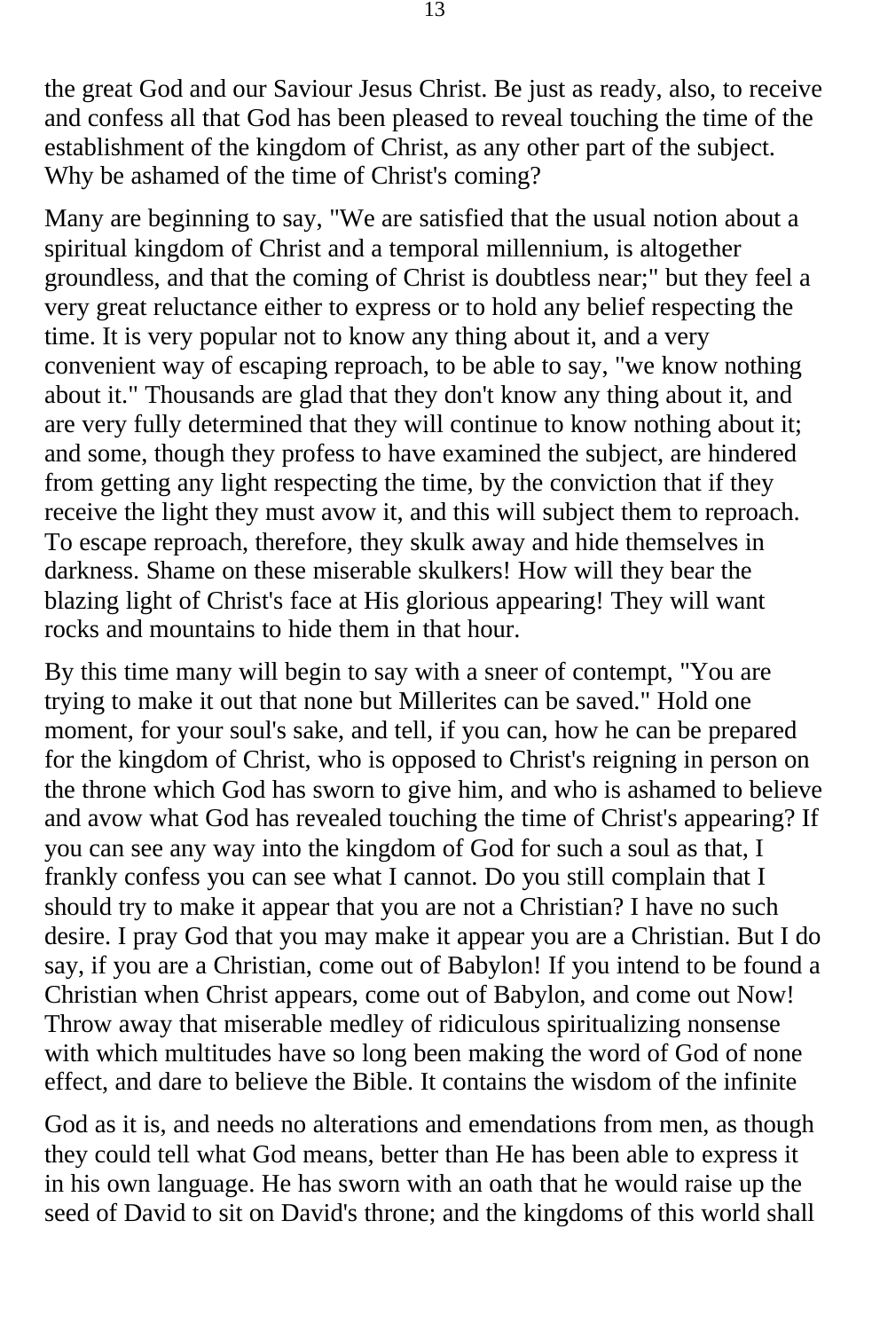the great God and our Saviour Jesus Christ. Be just as ready, also, to receive and confess all that God has been pleased to reveal touching the time of the establishment of the kingdom of Christ, as any other part of the subject. Why be ashamed of the time of Christ's coming?

Many are beginning to say, "We are satisfied that the usual notion about a spiritual kingdom of Christ and a temporal millennium, is altogether groundless, and that the coming of Christ is doubtless near;" but they feel a very great reluctance either to express or to hold any belief respecting the time. It is very popular not to know any thing about it, and a very convenient way of escaping reproach, to be able to say, "we know nothing about it." Thousands are glad that they don't know any thing about it, and are very fully determined that they will continue to know nothing about it; and some, though they profess to have examined the subject, are hindered from getting any light respecting the time, by the conviction that if they receive the light they must avow it, and this will subject them to reproach. To escape reproach, therefore, they skulk away and hide themselves in darkness. Shame on these miserable skulkers! How will they bear the blazing light of Christ's face at His glorious appearing! They will want rocks and mountains to hide them in that hour.

By this time many will begin to say with a sneer of contempt, "You are trying to make it out that none but Millerites can be saved." Hold one moment, for your soul's sake, and tell, if you can, how he can be prepared for the kingdom of Christ, who is opposed to Christ's reigning in person on the throne which God has sworn to give him, and who is ashamed to believe and avow what God has revealed touching the time of Christ's appearing? If you can see any way into the kingdom of God for such a soul as that, I frankly confess you can see what I cannot. Do you still complain that I should try to make it appear that you are not a Christian? I have no such desire. I pray God that you may make it appear you are a Christian. But I do say, if you are a Christian, come out of Babylon! If you intend to be found a Christian when Christ appears, come out of Babylon, and come out Now! Throw away that miserable medley of ridiculous spiritualizing nonsense with which multitudes have so long been making the word of God of none effect, and dare to believe the Bible. It contains the wisdom of the infinite God as it is, and needs no alterations and emendations from men, as though they could tell what God means, better than He has been able to express it in his own language. He has sworn with an oath that he would raise up the seed of David to sit on David's throne; and the kingdoms of this world shall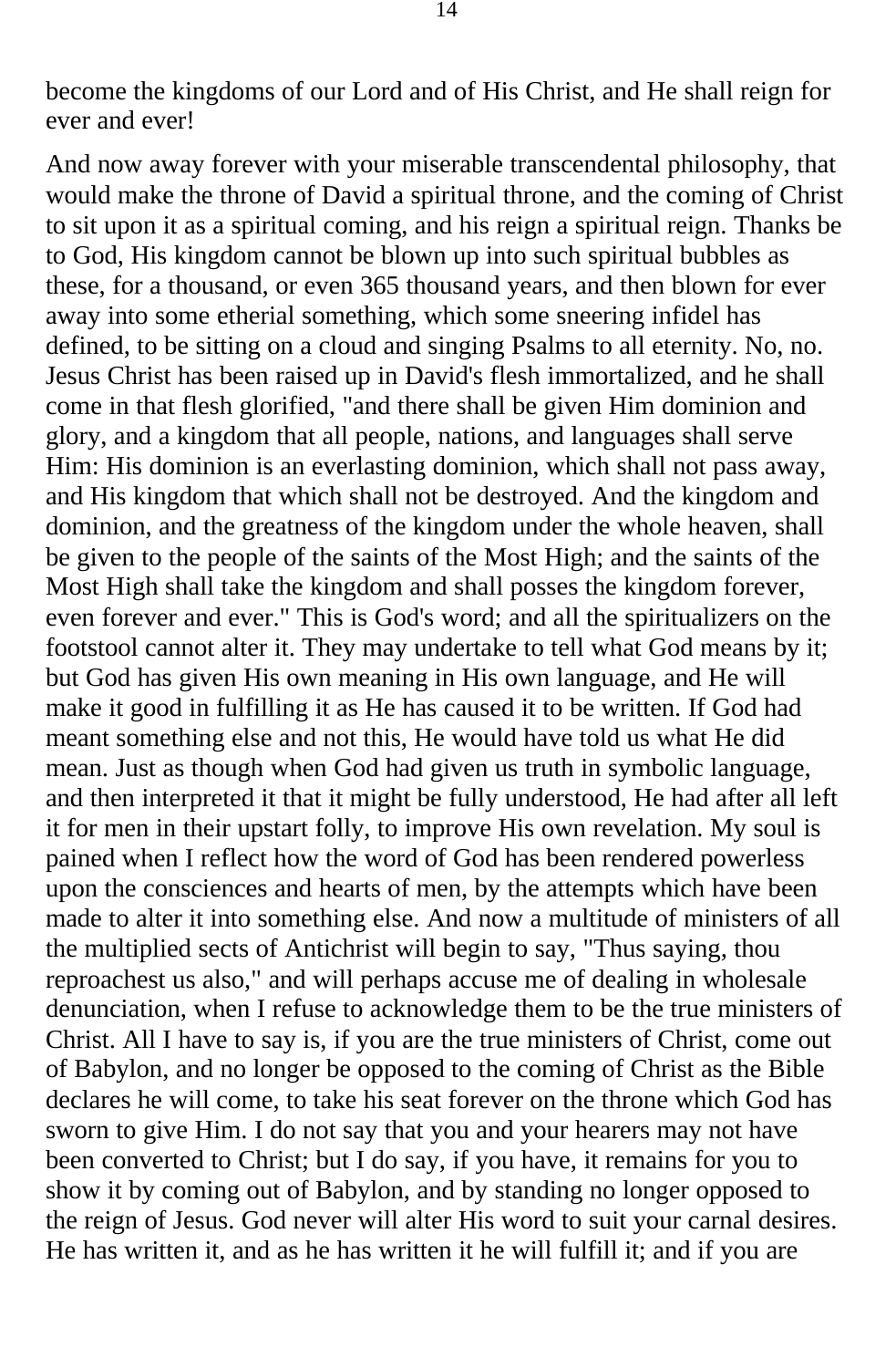become the kingdoms of our Lord and of His Christ, and He shall reign for ever and ever!

And now away forever with your miserable transcendental philosophy, that would make the throne of David a spiritual throne, and the coming of Christ to sit upon it as a spiritual coming, and his reign a spiritual reign. Thanks be to God, His kingdom cannot be blown up into such spiritual bubbles as these, for a thousand, or even 365 thousand years, and then blown for ever away into some etherial something, which some sneering infidel has defined, to be sitting on a cloud and singing Psalms to all eternity. No, no. Jesus Christ has been raised up in David's flesh immortalized, and he shall come in that flesh glorified, "and there shall be given Him dominion and glory, and a kingdom that all people, nations, and languages shall serve Him: His dominion is an everlasting dominion, which shall not pass away, and His kingdom that which shall not be destroyed. And the kingdom and dominion, and the greatness of the kingdom under the whole heaven, shall be given to the people of the saints of the Most High; and the saints of the Most High shall take the kingdom and shall posses the kingdom forever, even forever and ever." This is God's word; and all the spiritualizers on the footstool cannot alter it. They may undertake to tell what God means by it; but God has given His own meaning in His own language, and He will make it good in fulfilling it as He has caused it to be written. If God had meant something else and not this, He would have told us what He did mean. Just as though when God had given us truth in symbolic language, and then interpreted it that it might be fully understood, He had after all left it for men in their upstart folly, to improve His own revelation. My soul is pained when I reflect how the word of God has been rendered powerless upon the consciences and hearts of men, by the attempts which have been made to alter it into something else. And now a multitude of ministers of all the multiplied sects of Antichrist will begin to say, "Thus saying, thou reproachest us also," and will perhaps accuse me of dealing in wholesale denunciation, when I refuse to acknowledge them to be the true ministers of Christ. All I have to say is, if you are the true ministers of Christ, come out of Babylon, and no longer be opposed to the coming of Christ as the Bible declares he will come, to take his seat forever on the throne which God has sworn to give Him. I do not say that you and your hearers may not have been converted to Christ; but I do say, if you have, it remains for you to show it by coming out of Babylon, and by standing no longer opposed to the reign of Jesus. God never will alter His word to suit your carnal desires. He has written it, and as he has written it he will fulfill it; and if you are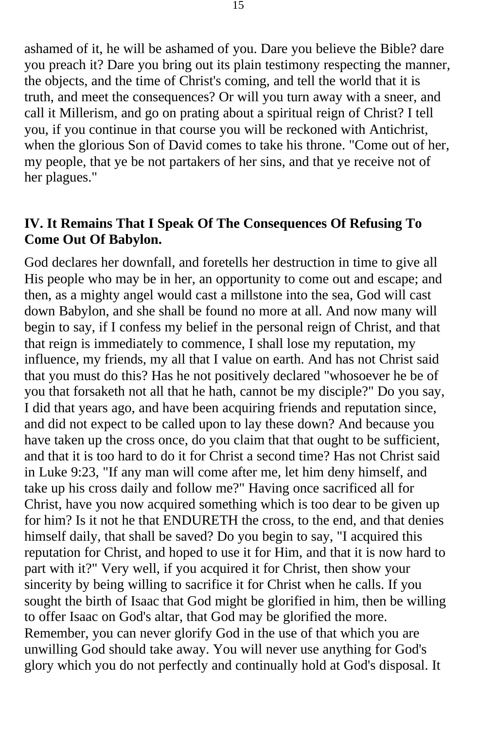ashamed of it, he will be ashamed of you. Dare you believe the Bible? dare you preach it? Dare you bring out its plain testimony respecting the manner, the objects, and the time of Christ's coming, and tell the world that it is truth, and meet the consequences? Or will you turn away with a sneer, and call it Millerism, and go on prating about a spiritual reign of Christ? I tell you, if you continue in that course you will be reckoned with Antichrist, when the glorious Son of David comes to take his throne. "Come out of her, my people, that ye be not partakers of her sins, and that ye receive not of her plagues."

**IV. It Remains That I Speak Of The Consequences Of Refusing To Come Out Of Babylon.**

God declares her downfall, and foretells her destruction in time to give all His people who may be in her, an opportunity to come out and escape; and then, as a mighty angel would cast a millstone into the sea, God will cast down Babylon, and she shall be found no more at all. And now many will begin to say, if I confess my belief in the personal reign of Christ, and that that reign is immediately to commence, I shall lose my reputation, my influence, my friends, my all that I value on earth. And has not Christ said that you must do this? Has he not positively declared "whosoever he be of you that forsaketh not all that he hath, cannot be my disciple?" Do you say, I did that years ago, and have been acquiring friends and reputation since, and did not expect to be called upon to lay these down? And because you have taken up the cross once, do you claim that that ought to be sufficient, and that it is too hard to do it for Christ a second time? Has not Christ said in Luke 9:23, "If any man will come after me, let him deny himself, and take up his cross daily and follow me?" Having once sacrificed all for Christ, have you now acquired something which is too dear to be given up for him? Is it not he that ENDURETH the cross, to the end, and that denies himself daily, that shall be saved? Do you begin to say, "I acquired this reputation for Christ, and hoped to use it for Him, and that it is now hard to part with it?" Very well, if you acquired it for Christ, then show your sincerity by being willing to sacrifice it for Christ when he calls. If you sought the birth of Isaac that God might be glorified in him, then be willing to offer Isaac on God's altar, that God may be glorified the more. Remember, you can never glorify God in the use of that which you are unwilling God should take away. You will never use anything for God's glory which you do not perfectly and continually hold at God's disposal. It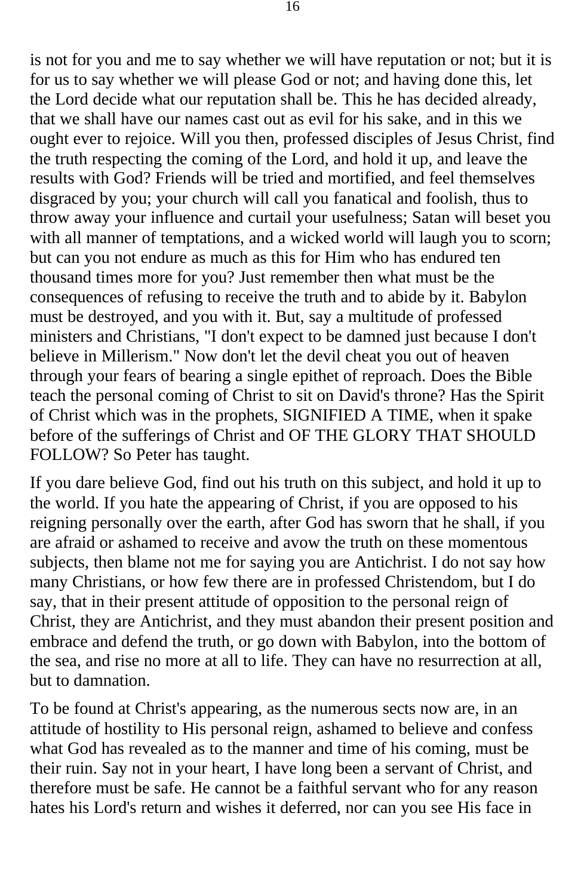is not for you and me to say whether we will have reputation or not; but it is for us to say whether we will please God or not; and having done this, let the Lord decide what our reputation shall be. This he has decided already, that we shall have our names cast out as evil for his sake, and in this we ought ever to rejoice. Will you then, professed disciples of Jesus Christ, find the truth respecting the coming of the Lord, and hold it up, and leave the results with God? Friends will be tried and mortified, and feel themselves disgraced by you; your church will call you fanatical and foolish, thus to throw away your influence and curtail your usefulness; Satan will beset you with all manner of temptations, and a wicked world will laugh you to scorn; but can you not endure as much as this for Him who has endured ten thousand times more for you? Just remember then what must be the consequences of refusing to receive the truth and to abide by it. Babylon must be destroyed, and you with it. But, say a multitude of professed ministers and Christians, "I don't expect to be damned just because I don't believe in Millerism." Now don't let the devil cheat you out of heaven through your fears of bearing a single epithet of reproach. Does the Bible teach the personal coming of Christ to sit on David's throne? Has the Spirit of Christ which was in the prophets, SIGNIFIED A TIME, when it spake before of the sufferings of Christ and OF THE GLORY THAT SHOULD FOLLOW? So Peter has taught.

If you dare believe God, find out his truth on this subject, and hold it up to the world. If you hate the appearing of Christ, if you are opposed to his reigning personally over the earth, after God has sworn that he shall, if you are afraid or ashamed to receive and avow the truth on these momentous subjects, then blame not me for saying you are Antichrist. I do not say how many Christians, or how few there are in professed Christendom, but I do say, that in their present attitude of opposition to the personal reign of Christ, they are Antichrist, and they must abandon their present position and embrace and defend the truth, or go down with Babylon, into the bottom of the sea, and rise no more at all to life. They can have no resurrection at all, but to damnation.

To be found at Christ's appearing, as the numerous sects now are, in an attitude of hostility to His personal reign, ashamed to believe and confess what God has revealed as to the manner and time of his coming, must be their ruin. Say not in your heart, I have long been a servant of Christ, and therefore must be safe. He cannot be a faithful servant who for any reason hates his Lord's return and wishes it deferred, nor can you see His face in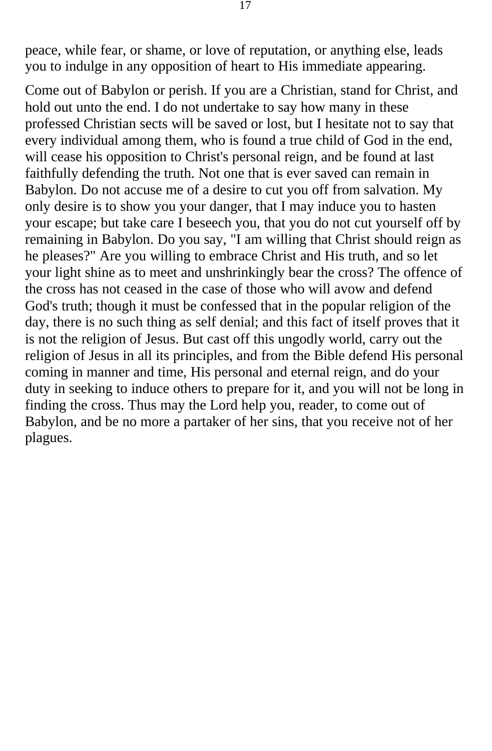peace, while fear, or shame, or love of reputation, or anything else, leads you to indulge in any opposition of heart to His immediate appearing.

Come out of Babylon or perish. If you are a Christian, stand for Christ, and hold out unto the end. I do not undertake to say how many in these professed Christian sects will be saved or lost, but I hesitate not to say that every individual among them, who is found a true child of God in the end, will cease his opposition to Christ's personal reign, and be found at last faithfully defending the truth. Not one that is ever saved can remain in Babylon. Do not accuse me of a desire to cut you off from salvation. My only desire is to show you your danger, that I may induce you to hasten your escape; but take care I beseech you, that you do not cut yourself off by remaining in Babylon. Do you say, "I am willing that Christ should reign as he pleases?" Are you willing to embrace Christ and His truth, and so let your light shine as to meet and unshrinkingly bear the cross? The offence of the cross has not ceased in the case of those who will avow and defend God's truth; though it must be confessed that in the popular religion of the day, there is no such thing as self denial; and this fact of itself proves that it is not the religion of Jesus. But cast off this ungodly world, carry out the religion of Jesus in all its principles, and from the Bible defend His personal coming in manner and time, His personal and eternal reign, and do your duty in seeking to induce others to prepare for it, and you will not be long in finding the cross. Thus may the Lord help you, reader, to come out of Babylon, and be no more a partaker of her sins, that you receive not of her plagues.